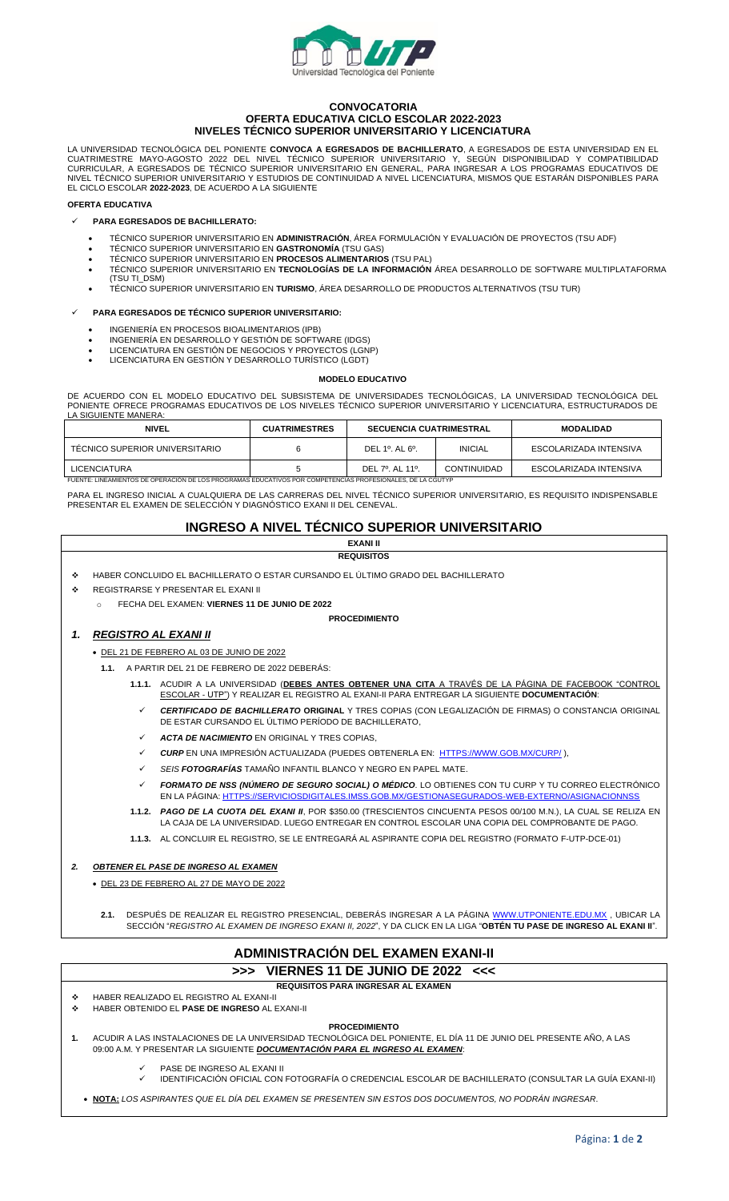Universidad Tecnológica del Poniente

# CONVOCATORIA
## OFERTA EDUCATIVA CICLO ESCOLAR 2022-2023
## NIVELES TÉCNICO SUPERIOR UNIVERSITARIO Y LICENCIATURA

LA UNIVERSIDAD TECNOLÓGICA DEL PONIENTE **CONVOCA A EGRESADOS DE BACHILLERATO**, A EGRESADOS DE ESTA UNIVERSIDAD EN EL CUATRIMESTRE MAYO-AGOSTO 2022 DEL NIVEL TÉCNICO SUPERIOR UNIVERSITARIO Y, SEGÚN DISPONIBILIDAD Y COMPATIBILIDAD CURRICULAR, A EGRESADOS DE TÉCNICO SUPERIOR UNIVERSITARIO EN GENERAL, PARA INGRESAR A LOS PROGRAMAS EDUCATIVOS DE NIVEL TÉCNICO SUPERIOR UNIVERSITARIO Y ESTUDIOS DE CONTINUIDAD A NIVEL LICENCIATURA, MISMOS QUE ESTARÁN DISPONIBLES PARA EL CICLO ESCOLAR **2022-2023**, DE ACUERDO A LA SIGUIENTE

**OFERTA EDUCATIVA**

✓ **PARA EGRESADOS DE BACHILLERATO:**

- TÉCNICO SUPERIOR UNIVERSITARIO EN **ADMINISTRACIÓN**, ÁREA FORMULACIÓN Y EVALUACIÓN DE PROYECTOS (TSU ADF)
- TÉCNICO SUPERIOR UNIVERSITARIO EN **GASTRONOMÍA** (TSU GAS)
- TÉCNICO SUPERIOR UNIVERSITARIO EN **PROCESOS ALIMENTARIOS** (TSU PAL)
- TÉCNICO SUPERIOR UNIVERSITARIO EN **TECNOLOGÍAS DE LA INFORMACIÓN** ÁREA DESARROLLO DE SOFTWARE MULTIPLATAFORMA (TSU TI_DSM)
- TÉCNICO SUPERIOR UNIVERSITARIO EN **TURISMO**, ÁREA DESARROLLO DE PRODUCTOS ALTERNATIVOS (TSU TUR)

✓ **PARA EGRESADOS DE TÉCNICO SUPERIOR UNIVERSITARIO:**

- INGENIERÍA EN PROCESOS BIOALIMENTARIOS (IPB)
- INGENIERÍA EN DESARROLLO Y GESTIÓN DE SOFTWARE (IDGS)
- LICENCIATURA EN GESTIÓN DE NEGOCIOS Y PROYECTOS (LGNP)
- LICENCIATURA EN GESTIÓN Y DESARROLLO TURÍSTICO (LGDT)

**MODELO EDUCATIVO**

DE ACUERDO CON EL MODELO EDUCATIVO DEL SUBSISTEMA DE UNIVERSIDADES TECNOLÓGICAS, LA UNIVERSIDAD TECNOLÓGICA DEL PONIENTE OFRECE PROGRAMAS EDUCATIVOS DE LOS NIVELES TÉCNICO SUPERIOR UNIVERSITARIO Y LICENCIATURA, ESTRUCTURADOS DE LA SIGUIENTE MANERA:

| NIVEL | CUATRIMESTRES | SECUENCIA CUATRIMESTRAL | | MODALIDAD |
|---|---|---|---|---|
| TÉCNICO SUPERIOR UNIVERSITARIO | 6 | DEL 1º. AL 6º. | INICIAL | ESCOLARIZADA INTENSIVA |
| LICENCIATURA | 5 | DEL 7º. AL 11º. | CONTINUIDAD | ESCOLARIZADA INTENSIVA |

FUENTE: LINEAMIENTOS DE OPERACIÓN DE LOS PROGRAMAS EDUCATIVOS POR COMPETENCIAS PROFESIONALES, DE LA CGUTYP

PARA EL INGRESO INICIAL A CUALQUIERA DE LAS CARRERAS DEL NIVEL TÉCNICO SUPERIOR UNIVERSITARIO, ES REQUISITO INDISPENSABLE PRESENTAR EL EXAMEN DE SELECCIÓN Y DIAGNÓSTICO EXANI II DEL CENEVAL.

# INGRESO A NIVEL TÉCNICO SUPERIOR UNIVERSITARIO

**EXANI II**

**REQUISITOS**

- ❖ HABER CONCLUIDO EL BACHILLERATO O ESTAR CURSANDO EL ÚLTIMO GRADO DEL BACHILLERATO
- ❖ REGISTRARSE Y PRESENTAR EL EXANI II
  - FECHA DEL EXAMEN: **VIERNES 11 DE JUNIO DE 2022**

**PROCEDIMIENTO**

### *1. REGISTRO AL EXANI II*

- DEL 21 DE FEBRERO AL 03 DE JUNIO DE 2022

**1.1.** A PARTIR DEL 21 DE FEBRERO DE 2022 DEBERÁS:

**1.1.1.** ACUDIR A LA UNIVERSIDAD (**DEBES ANTES OBTENER UNA CITA** A TRAVÉS DE LA PÁGINA DE FACEBOOK "CONTROL ESCOLAR - UTP") Y REALIZAR EL REGISTRO AL EXANI-II PARA ENTREGAR LA SIGUIENTE **DOCUMENTACIÓN**:

- ✓ ***CERTIFICADO DE BACHILLERATO*** **ORIGINAL** Y TRES COPIAS (CON LEGALIZACIÓN DE FIRMAS) O CONSTANCIA ORIGINAL DE ESTAR CURSANDO EL ÚLTIMO PERÍODO DE BACHILLERATO,
- ✓ ***ACTA DE NACIMIENTO*** EN ORIGINAL Y TRES COPIAS,
- ✓ ***CURP*** EN UNA IMPRESIÓN ACTUALIZADA (PUEDES OBTENERLA EN: HTTPS://WWW.GOB.MX/CURP/ ),
- ✓ *SEIS* ***FOTOGRAFÍAS*** TAMAÑO INFANTIL BLANCO Y NEGRO EN PAPEL MATE.
- ✓ ***FORMATO DE NSS (NÚMERO DE SEGURO SOCIAL) O MÉDICO***. LO OBTIENES CON TU CURP Y TU CORREO ELECTRÓNICO EN LA PÁGINA: HTTPS://SERVICIOSDIGITALES.IMSS.GOB.MX/GESTIONASEGURADOS-WEB-EXTERNO/ASIGNACIONNSS

**1.1.2.** ***PAGO DE LA CUOTA DEL EXANI II***, POR $350.00 (TRESCIENTOS CINCUENTA PESOS 00/100 M.N.), LA CUAL SE RELIZA EN LA CAJA DE LA UNIVERSIDAD. LUEGO ENTREGAR EN CONTROL ESCOLAR UNA COPIA DEL COMPROBANTE DE PAGO.

**1.1.3.** AL CONCLUIR EL REGISTRO, SE LE ENTREGARÁ AL ASPIRANTE COPIA DEL REGISTRO (FORMATO F-UTP-DCE-01)

### *2. OBTENER EL PASE DE INGRESO AL EXAMEN*

- DEL 23 DE FEBRERO AL 27 DE MAYO DE 2022

**2.1.** DESPUÉS DE REALIZAR EL REGISTRO PRESENCIAL, DEBERÁS INGRESAR A LA PÁGINA WWW.UTPONIENTE.EDU.MX , UBICAR LA SECCIÓN "*REGISTRO AL EXAMEN DE INGRESO EXANI II, 2022*", Y DA CLICK EN LA LIGA "**OBTÉN TU PASE DE INGRESO AL EXANI II**".

# ADMINISTRACIÓN DEL EXAMEN EXANI-II

## >>> VIERNES 11 DE JUNIO DE 2022 <<<

**REQUISITOS PARA INGRESAR AL EXAMEN**

- ❖ HABER REALIZADO EL REGISTRO AL EXANI-II
- ❖ HABER OBTENIDO EL **PASE DE INGRESO** AL EXANI-II

**PROCEDIMIENTO**

**1.** ACUDIR A LAS INSTALACIONES DE LA UNIVERSIDAD TECNOLÓGICA DEL PONIENTE, EL DÍA 11 DE JUNIO DEL PRESENTE AÑO, A LAS 09:00 A.M. Y PRESENTAR LA SIGUIENTE ***DOCUMENTACIÓN PARA EL INGRESO AL EXAMEN***:

- ✓ PASE DE INGRESO AL EXANI II
- ✓ IDENTIFICACIÓN OFICIAL CON FOTOGRAFÍA O CREDENCIAL ESCOLAR DE BACHILLERATO (CONSULTAR LA GUÍA EXANI-II)

- **NOTA:** *LOS ASPIRANTES QUE EL DÍA DEL EXAMEN SE PRESENTEN SIN ESTOS DOS DOCUMENTOS, NO PODRÁN INGRESAR*.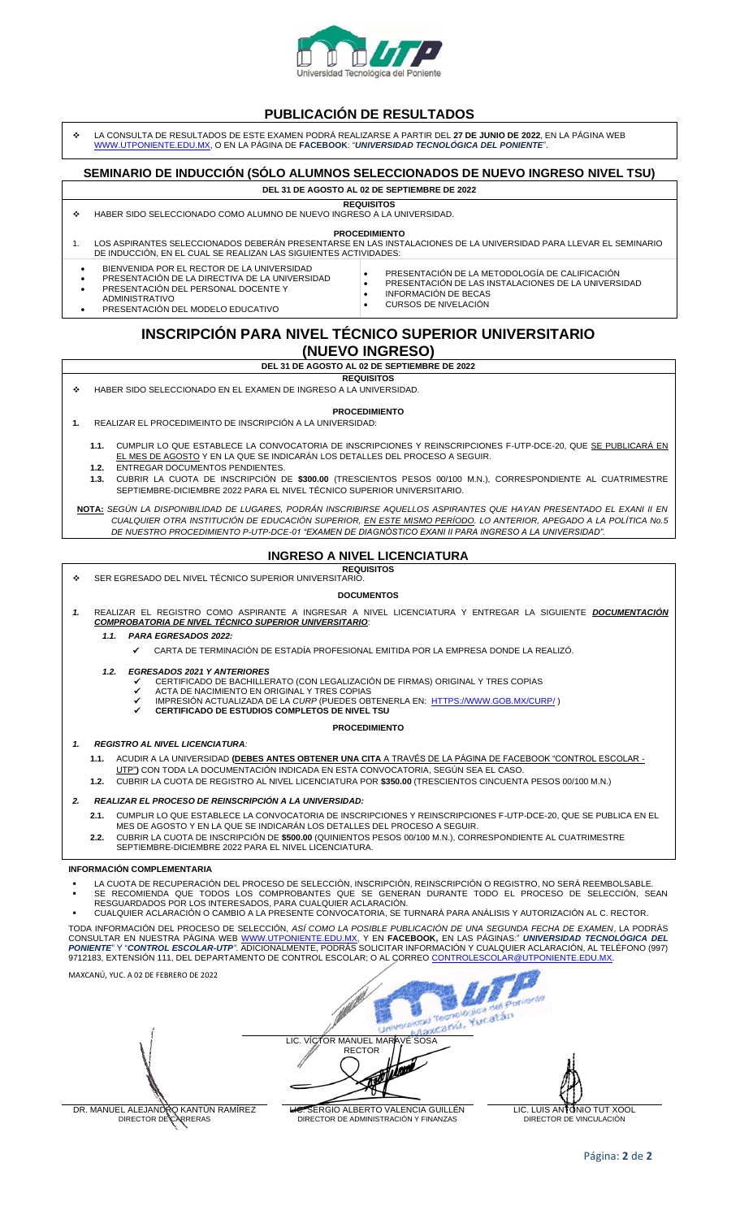Universidad Tecnológica del Poniente

# PUBLICACIÓN DE RESULTADOS

- LA CONSULTA DE RESULTADOS DE ESTE EXAMEN PODRÁ REALIZARSE A PARTIR DEL **27 DE JUNIO DE 2022**, EN LA PÁGINA WEB WWW.UTPONIENTE.EDU.MX, O EN LA PÁGINA DE **FACEBOOK**: "***UNIVERSIDAD TECNOLÓGICA DEL PONIENTE***".

# SEMINARIO DE INDUCCIÓN (SÓLO ALUMNOS SELECCIONADOS DE NUEVO INGRESO NIVEL TSU)

**DEL 31 DE AGOSTO AL 02 DE SEPTIEMBRE DE 2022**

**REQUISITOS**

- HABER SIDO SELECCIONADO COMO ALUMNO DE NUEVO INGRESO A LA UNIVERSIDAD.

**PROCEDIMIENTO**

1. LOS ASPIRANTES SELECCIONADOS DEBERÁN PRESENTARSE EN LAS INSTALACIONES DE LA UNIVERSIDAD PARA LLEVAR EL SEMINARIO DE INDUCCIÓN, EN EL CUAL SE REALIZAN LAS SIGUIENTES ACTIVIDADES:

- BIENVENIDA POR EL RECTOR DE LA UNIVERSIDAD
- PRESENTACIÓN DE LA DIRECTIVA DE LA UNIVERSIDAD
- PRESENTACIÓN DEL PERSONAL DOCENTE Y ADMINISTRATIVO
- PRESENTACIÓN DEL MODELO EDUCATIVO
- PRESENTACIÓN DE LA METODOLOGÍA DE CALIFICACIÓN
- PRESENTACIÓN DE LAS INSTALACIONES DE LA UNIVERSIDAD
- INFORMACIÓN DE BECAS
- CURSOS DE NIVELACIÓN

# INSCRIPCIÓN PARA NIVEL TÉCNICO SUPERIOR UNIVERSITARIO (NUEVO INGRESO)

**DEL 31 DE AGOSTO AL 02 DE SEPTIEMBRE DE 2022**

**REQUISITOS**

- HABER SIDO SELECCIONADO EN EL EXAMEN DE INGRESO A LA UNIVERSIDAD.

**PROCEDIMIENTO**

**1.** REALIZAR EL PROCEDIMEINTO DE INSCRIPCIÓN A LA UNIVERSIDAD:

**1.1.** CUMPLIR LO QUE ESTABLECE LA CONVOCATORIA DE INSCRIPCIONES Y REINSCRIPCIONES F-UTP-DCE-20, QUE SE PUBLICARÁ EN EL MES DE AGOSTO Y EN LA QUE SE INDICARÁN LOS DETALLES DEL PROCESO A SEGUIR.

**1.2.** ENTREGAR DOCUMENTOS PENDIENTES.

**1.3.** CUBRIR LA CUOTA DE INSCRIPCIÓN DE **$300.00** (TRESCIENTOS PESOS 00/100 M.N.), CORRESPONDIENTE AL CUATRIMESTRE SEPTIEMBRE-DICIEMBRE 2022 PARA EL NIVEL TÉCNICO SUPERIOR UNIVERSITARIO.

**NOTA:** *SEGÚN LA DISPONIBILIDAD DE LUGARES, PODRÁN INSCRIBIRSE AQUELLOS ASPIRANTES QUE HAYAN PRESENTADO EL EXANI II EN CUALQUIER OTRA INSTITUCIÓN DE EDUCACIÓN SUPERIOR, EN ESTE MISMO PERÍODO. LO ANTERIOR, APEGADO A LA POLÍTICA No.5 DE NUESTRO PROCEDIMIENTO P-UTP-DCE-01 "EXAMEN DE DIAGNÓSTICO EXANI II PARA INGRESO A LA UNIVERSIDAD".*

# INGRESO A NIVEL LICENCIATURA

**REQUISITOS**

- SER EGRESADO DEL NIVEL TÉCNICO SUPERIOR UNIVERSITARIO.

**DOCUMENTOS**

***1.*** REALIZAR EL REGISTRO COMO ASPIRANTE A INGRESAR A NIVEL LICENCIATURA Y ENTREGAR LA SIGUIENTE ***DOCUMENTACIÓN COMPROBATORIA DE NIVEL TÉCNICO SUPERIOR UNIVERSITARIO***:

***1.1. PARA EGRESADOS 2022:***

- ✓ CARTA DE TERMINACIÓN DE ESTADÍA PROFESIONAL EMITIDA POR LA EMPRESA DONDE LA REALIZÓ.

***1.2. EGRESADOS 2021 Y ANTERIORES***

- ✓ CERTIFICADO DE BACHILLERATO (CON LEGALIZACIÓN DE FIRMAS) ORIGINAL Y TRES COPIAS
- ✓ ACTA DE NACIMIENTO EN ORIGINAL Y TRES COPIAS
- ✓ IMPRESIÓN ACTUALIZADA DE LA *CURP* (PUEDES OBTENERLA EN: HTTPS://WWW.GOB.MX/CURP/ )
- ✓ **CERTIFICADO DE ESTUDIOS COMPLETOS DE NIVEL TSU**

**PROCEDIMIENTO**

***1. REGISTRO AL NIVEL LICENCIATURA:***

**1.1.** ACUDIR A LA UNIVERSIDAD **(DEBES ANTES OBTENER UNA CITA** A TRAVÉS DE LA PÁGINA DE FACEBOOK "CONTROL ESCOLAR - UTP"**)** CON TODA LA DOCUMENTACIÓN INDICADA EN ESTA CONVOCATORIA, SEGÚN SEA EL CASO.

**1.2.** CUBRIR LA CUOTA DE REGISTRO AL NIVEL LICENCIATURA POR **$350.00** (TRESCIENTOS CINCUENTA PESOS 00/100 M.N.)

***2. REALIZAR EL PROCESO DE REINSCRIPCIÓN A LA UNIVERSIDAD:***

**2.1.** CUMPLIR LO QUE ESTABLECE LA CONVOCATORIA DE INSCRIPCIONES Y REINSCRIPCIONES F-UTP-DCE-20, QUE SE PUBLICA EN EL MES DE AGOSTO Y EN LA QUE SE INDICARÁN LOS DETALLES DEL PROCESO A SEGUIR.

**2.2.** CUBRIR LA CUOTA DE INSCRIPCIÓN DE **$500.00** (QUINIENTOS PESOS 00/100 M.N.), CORRESPONDIENTE AL CUATRIMESTRE SEPTIEMBRE-DICIEMBRE 2022 PARA EL NIVEL LICENCIATURA.

**INFORMACIÓN COMPLEMENTARIA**

- LA CUOTA DE RECUPERACIÓN DEL PROCESO DE SELECCIÓN, INSCRIPCIÓN, REINSCRIPCIÓN O REGISTRO, NO SERÁ REEMBOLSABLE.
- SE RECOMIENDA QUE TODOS LOS COMPROBANTES QUE SE GENERAN DURANTE TODO EL PROCESO DE SELECCIÓN, SEAN RESGUARDADOS POR LOS INTERESADOS, PARA CUALQUIER ACLARACIÓN.
- CUALQUIER ACLARACIÓN O CAMBIO A LA PRESENTE CONVOCATORIA, SE TURNARÁ PARA ANÁLISIS Y AUTORIZACIÓN AL C. RECTOR.

TODA INFORMACIÓN DEL PROCESO DE SELECCIÓN, *ASÍ COMO LA POSIBLE PUBLICACIÓN DE UNA SEGUNDA FECHA DE EXAMEN*, LA PODRÁS CONSULTAR EN NUESTRA PÁGINA WEB WWW.UTPONIENTE.EDU.MX, Y EN **FACEBOOK,** EN LAS PÁGINAS:" ***UNIVERSIDAD TECNOLÓGICA DEL PONIENTE***" Y "***CONTROL ESCOLAR-UTP***". ADICIONALMENTE, PODRÁS SOLICITAR INFORMACIÓN Y CUALQUIER ACLARACIÓN, AL TELÉFONO (997) 9712183, EXTENSIÓN 111, DEL DEPARTAMENTO DE CONTROL ESCOLAR; O AL CORREO CONTROLESCOLAR@UTPONIENTE.EDU.MX.

MAXCANÚ, YUC. A 02 DE FEBRERO DE 2022

LIC. VÍCTOR MANUEL MARAVÉ SOSA
RECTOR

DR. MANUEL ALEJANDRO KANTÚN RAMÍREZ
DIRECTOR DE CARRERAS

LIC. SERGIO ALBERTO VALENCIA GUILLÉN
DIRECTOR DE ADMINISTRACIÓN Y FINANZAS

LIC. LUIS ANTONIO TUT XOOL
DIRECTOR DE VINCULACIÓN